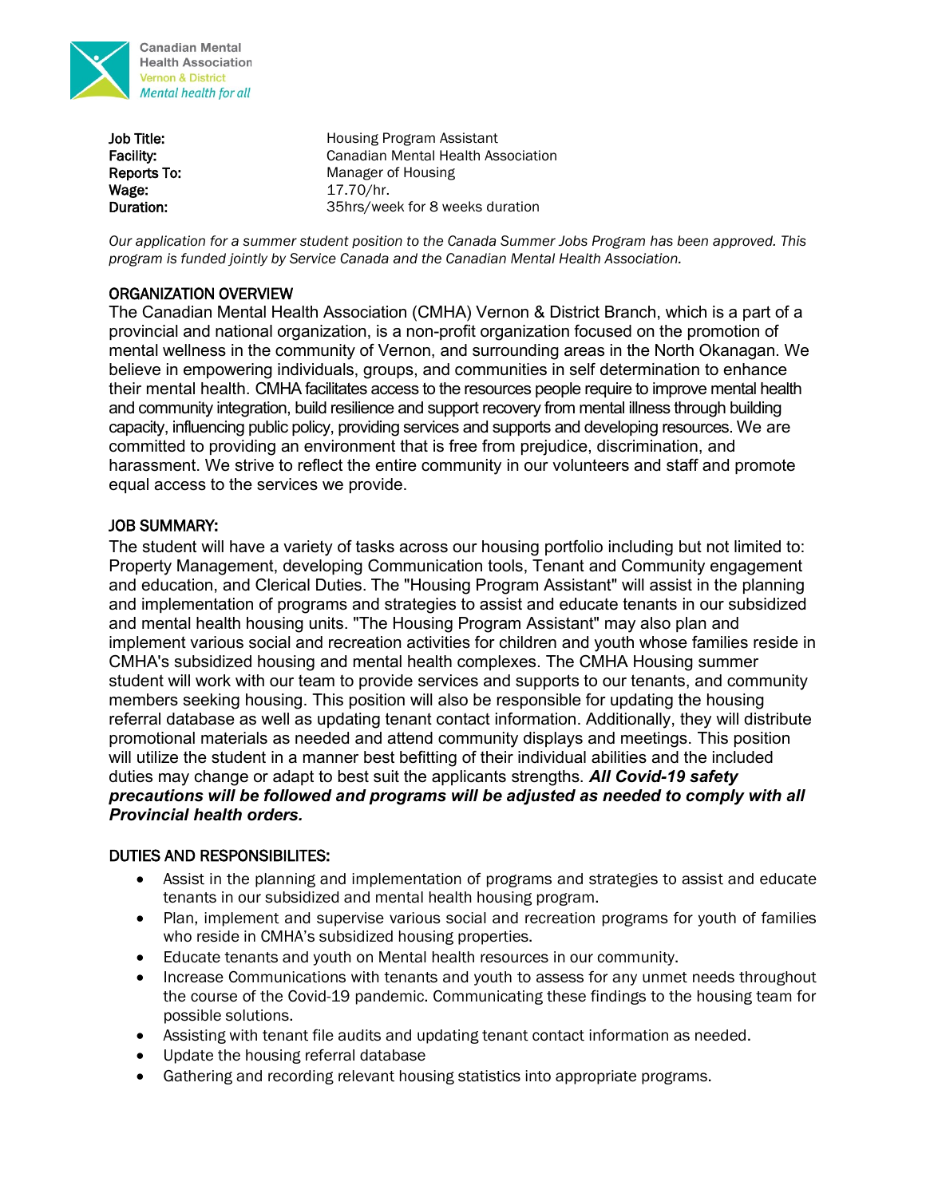Canadian Mental Health Association
Vernon & District
*Mental health for all*

| | |
|---|---|
| **Job Title:** | Housing Program Assistant |
| **Facility:** | Canadian Mental Health Association |
| **Reports To:** | Manager of Housing |
| **Wage:** | 17.70/hr. |
| **Duration:** | 35hrs/week for 8 weeks duration |

*Our application for a summer student position to the Canada Summer Jobs Program has been approved. This program is funded jointly by Service Canada and the Canadian Mental Health Association.*

## ORGANIZATION OVERVIEW

The Canadian Mental Health Association (CMHA) Vernon & District Branch, which is a part of a provincial and national organization, is a non-profit organization focused on the promotion of mental wellness in the community of Vernon, and surrounding areas in the North Okanagan. We believe in empowering individuals, groups, and communities in self determination to enhance their mental health. CMHA facilitates access to the resources people require to improve mental health and community integration, build resilience and support recovery from mental illness through building capacity, influencing public policy, providing services and supports and developing resources. We are committed to providing an environment that is free from prejudice, discrimination, and harassment. We strive to reflect the entire community in our volunteers and staff and promote equal access to the services we provide.

## JOB SUMMARY:

The student will have a variety of tasks across our housing portfolio including but not limited to: Property Management, developing Communication tools, Tenant and Community engagement and education, and Clerical Duties. The "Housing Program Assistant" will assist in the planning and implementation of programs and strategies to assist and educate tenants in our subsidized and mental health housing units. "The Housing Program Assistant" may also plan and implement various social and recreation activities for children and youth whose families reside in CMHA's subsidized housing and mental health complexes. The CMHA Housing summer student will work with our team to provide services and supports to our tenants, and community members seeking housing. This position will also be responsible for updating the housing referral database as well as updating tenant contact information. Additionally, they will distribute promotional materials as needed and attend community displays and meetings. This position will utilize the student in a manner best befitting of their individual abilities and the included duties may change or adapt to best suit the applicants strengths. ***All Covid-19 safety precautions will be followed and programs will be adjusted as needed to comply with all Provincial health orders.***

## DUTIES AND RESPONSIBILITES:

- Assist in the planning and implementation of programs and strategies to assist and educate tenants in our subsidized and mental health housing program.
- Plan, implement and supervise various social and recreation programs for youth of families who reside in CMHA's subsidized housing properties.
- Educate tenants and youth on Mental health resources in our community.
- Increase Communications with tenants and youth to assess for any unmet needs throughout the course of the Covid-19 pandemic. Communicating these findings to the housing team for possible solutions.
- Assisting with tenant file audits and updating tenant contact information as needed.
- Update the housing referral database
- Gathering and recording relevant housing statistics into appropriate programs.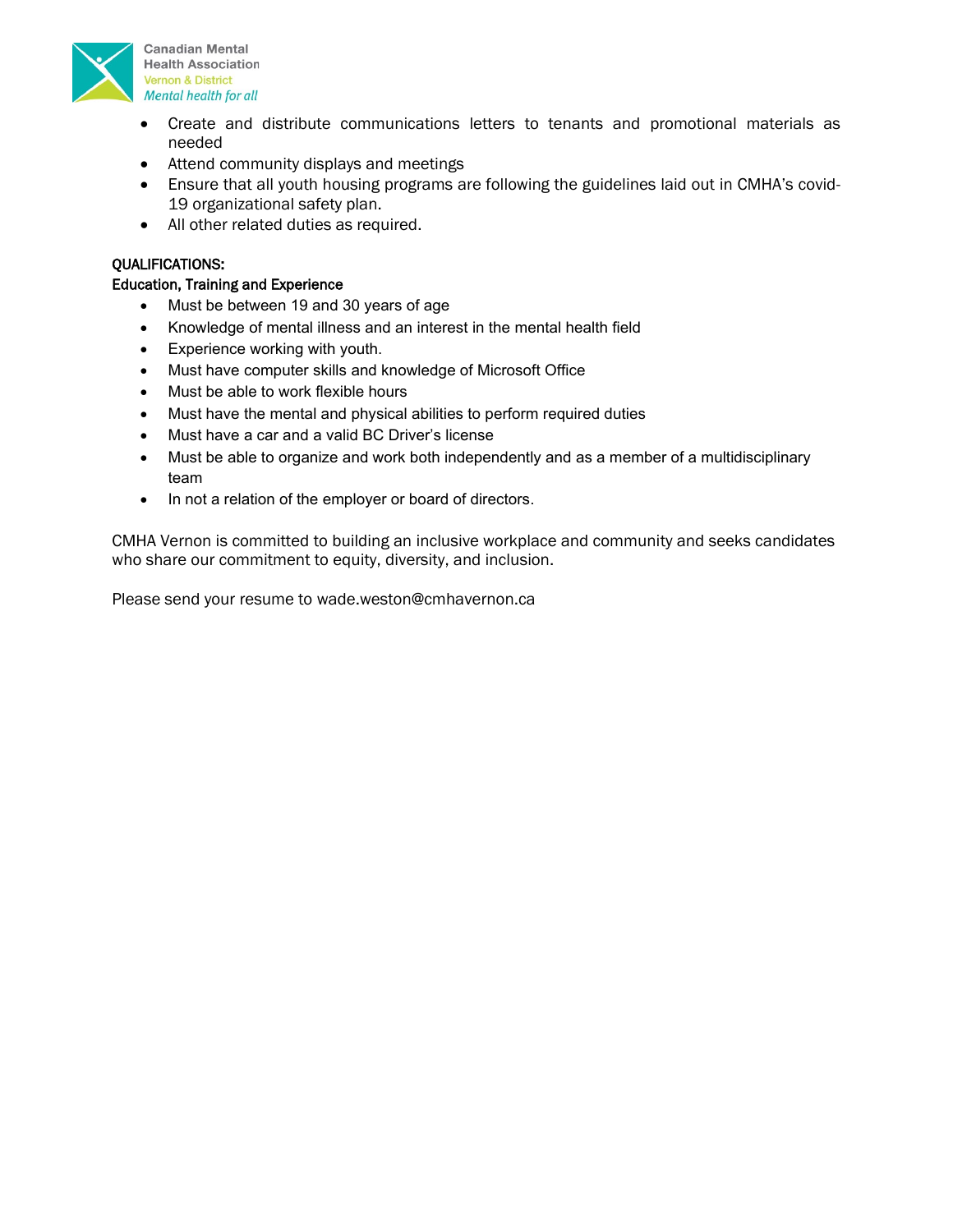- Create and distribute communications letters to tenants and promotional materials as needed
- Attend community displays and meetings
- Ensure that all youth housing programs are following the guidelines laid out in CMHA's covid-19 organizational safety plan.
- All other related duties as required.

QUALIFICATIONS:
Education, Training and Experience

- Must be between 19 and 30 years of age
- Knowledge of mental illness and an interest in the mental health field
- Experience working with youth.
- Must have computer skills and knowledge of Microsoft Office
- Must be able to work flexible hours
- Must have the mental and physical abilities to perform required duties
- Must have a car and a valid BC Driver's license
- Must be able to organize and work both independently and as a member of a multidisciplinary team
- In not a relation of the employer or board of directors.

CMHA Vernon is committed to building an inclusive workplace and community and seeks candidates who share our commitment to equity, diversity, and inclusion.

Please send your resume to wade.weston@cmhavernon.ca